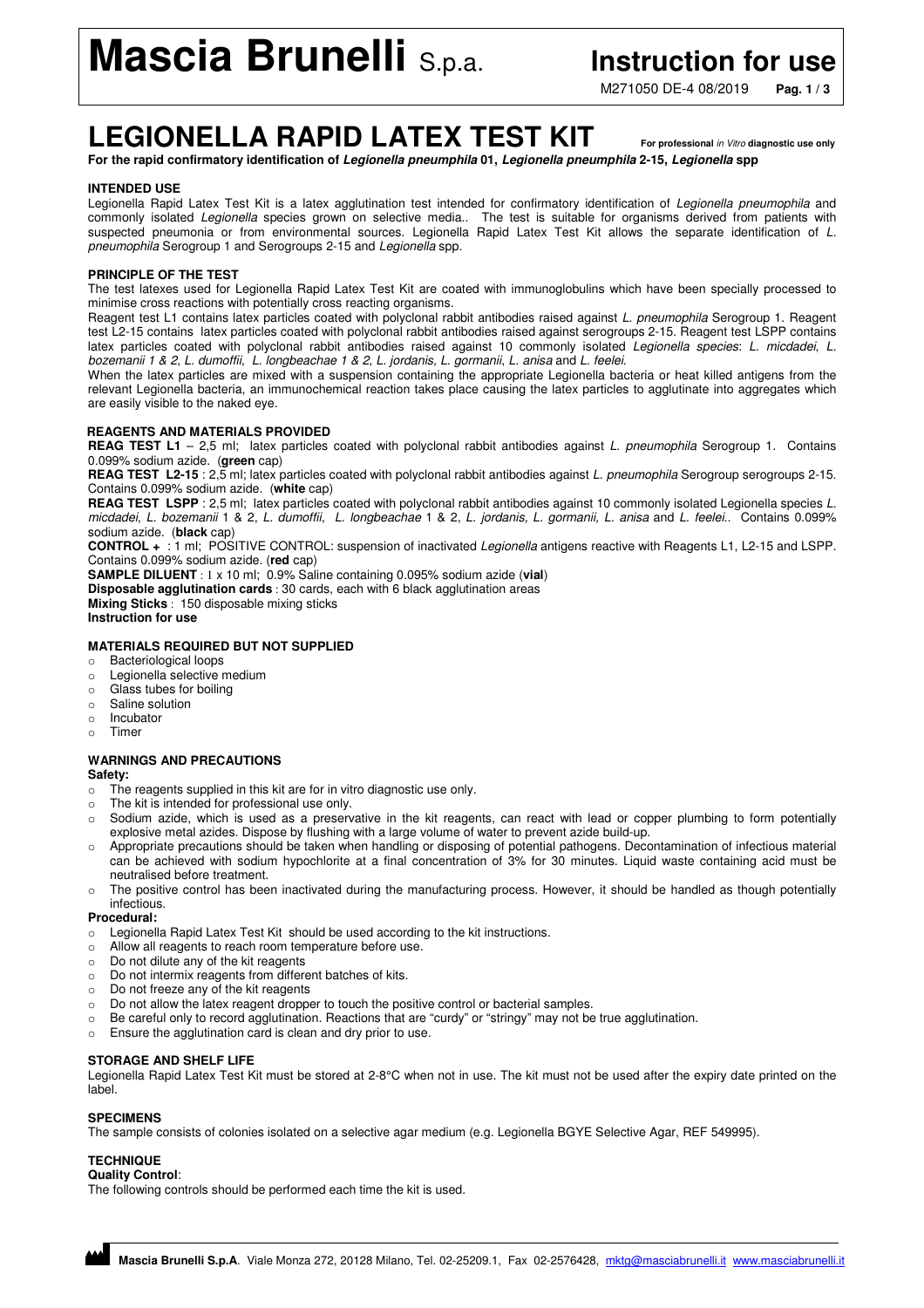# Mascia Brunelli S.p.a.

## Instruction for use

M271050 DE-4 08/2019

# LEGIONELLA RAPID LATEX TEST KIT

**For professional *in Vitro* diagnostic use only**

**For the rapid confirmatory identification of *Legionella pneumphila* 01, *Legionella pneumphila* 2-15, *Legionella* spp**

### INTENDED USE

Legionella Rapid Latex Test Kit is a latex agglutination test intended for confirmatory identification of *Legionella pneumophila* and commonly isolated *Legionella* species grown on selective media.. The test is suitable for organisms derived from patients with suspected pneumonia or from environmental sources. Legionella Rapid Latex Test Kit allows the separate identification of *L. pneumophila* Serogroup 1 and Serogroups 2-15 and *Legionella* spp.

### PRINCIPLE OF THE TEST

The test latexes used for Legionella Rapid Latex Test Kit are coated with immunoglobulins which have been specially processed to minimise cross reactions with potentially cross reacting organisms.

Reagent test L1 contains latex particles coated with polyclonal rabbit antibodies raised against *L. pneumophila* Serogroup 1. Reagent test L2-15 contains latex particles coated with polyclonal rabbit antibodies raised against serogroups 2-15. Reagent test LSPP contains latex particles coated with polyclonal rabbit antibodies raised against 10 commonly isolated *Legionella species*: *L. micdadei*, *L. bozemanii 1 & 2*, *L. dumoffii*, *L. longbeachae 1 & 2*, *L. jordanis*, *L. gormanii*, *L. anisa* and *L. feelei*.

When the latex particles are mixed with a suspension containing the appropriate Legionella bacteria or heat killed antigens from the relevant Legionella bacteria, an immunochemical reaction takes place causing the latex particles to agglutinate into aggregates which are easily visible to the naked eye.

### REAGENTS AND MATERIALS PROVIDED

**REAG TEST L1** – 2,5 ml; latex particles coated with polyclonal rabbit antibodies against *L. pneumophila* Serogroup 1. Contains 0.099% sodium azide. (**green** cap)

**REAG TEST L2-15** : 2,5 ml; latex particles coated with polyclonal rabbit antibodies against *L. pneumophila* Serogroup serogroups 2-15. Contains 0.099% sodium azide. (**white** cap)

**REAG TEST LSPP** : 2,5 ml; latex particles coated with polyclonal rabbit antibodies against 10 commonly isolated Legionella species *L. micdadei*, *L. bozemanii* 1 & 2, *L. dumoffii*, *L. longbeachae* 1 & 2, *L. jordanis, L. gormanii, L. anisa* and *L. feelei.*. Contains 0.099% sodium azide. (**black** cap)

**CONTROL +** : 1 ml; POSITIVE CONTROL: suspension of inactivated *Legionella* antigens reactive with Reagents L1, L2-15 and LSPP. Contains 0.099% sodium azide. (**red** cap)

**SAMPLE DILUENT** : 1 x 10 ml; 0.9% Saline containing 0.095% sodium azide (**vial**)

**Disposable agglutination cards** : 30 cards, each with 6 black agglutination areas

**Mixing Sticks** : 150 disposable mixing sticks

**Instruction for use**

### MATERIALS REQUIRED BUT NOT SUPPLIED

- Bacteriological loops
- Legionella selective medium
- Glass tubes for boiling
- Saline solution
- Incubator
- Timer

### WARNINGS AND PRECAUTIONS

**Safety:**

- The reagents supplied in this kit are for in vitro diagnostic use only.
- The kit is intended for professional use only.
- Sodium azide, which is used as a preservative in the kit reagents, can react with lead or copper plumbing to form potentially explosive metal azides. Dispose by flushing with a large volume of water to prevent azide build-up.
- Appropriate precautions should be taken when handling or disposing of potential pathogens. Decontamination of infectious material can be achieved with sodium hypochlorite at a final concentration of 3% for 30 minutes. Liquid waste containing acid must be neutralised before treatment.
- The positive control has been inactivated during the manufacturing process. However, it should be handled as though potentially infectious.

**Procedural:**

- Legionella Rapid Latex Test Kit should be used according to the kit instructions.
- Allow all reagents to reach room temperature before use.
- Do not dilute any of the kit reagents
- Do not intermix reagents from different batches of kits.
- Do not freeze any of the kit reagents
- Do not allow the latex reagent dropper to touch the positive control or bacterial samples.
- Be careful only to record agglutination. Reactions that are "curdy" or "stringy" may not be true agglutination.
- Ensure the agglutination card is clean and dry prior to use.

### STORAGE AND SHELF LIFE

Legionella Rapid Latex Test Kit must be stored at 2-8°C when not in use. The kit must not be used after the expiry date printed on the label.

### SPECIMENS

The sample consists of colonies isolated on a selective agar medium (e.g. Legionella BGYE Selective Agar, REF 549995).

### TECHNIQUE

**Quality Control**:

The following controls should be performed each time the kit is used.

Mascia Brunelli S.p.A. Viale Monza 272, 20128 Milano, Tel. 02-25209.1, Fax 02-2576428, mktg@masciabrunelli.it www.masciabrunelli.it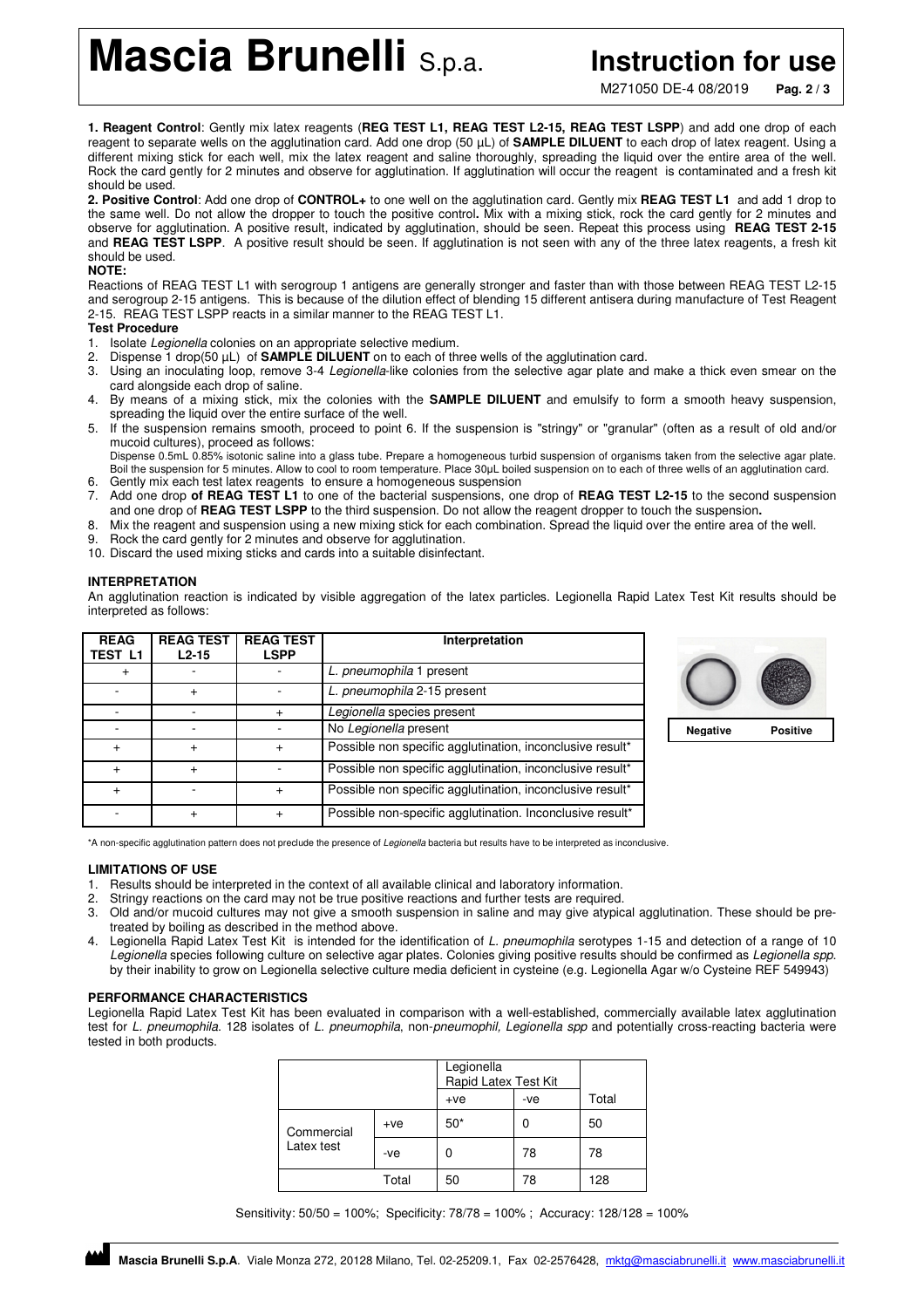**1. Reagent Control**: Gently mix latex reagents (**REG TEST L1, REAG TEST L2-15, REAG TEST LSPP**) and add one drop of each reagent to separate wells on the agglutination card. Add one drop (50 µL) of **SAMPLE DILUENT** to each drop of latex reagent. Using a different mixing stick for each well, mix the latex reagent and saline thoroughly, spreading the liquid over the entire area of the well. Rock the card gently for 2 minutes and observe for agglutination. If agglutination will occur the reagent is contaminated and a fresh kit should be used.

**2. Positive Control**: Add one drop of **CONTROL+** to one well on the agglutination card. Gently mix **REAG TEST L1** and add 1 drop to the same well. Do not allow the dropper to touch the positive control**.** Mix with a mixing stick, rock the card gently for 2 minutes and observe for agglutination. A positive result, indicated by agglutination, should be seen. Repeat this process using **REAG TEST 2-15** and **REAG TEST LSPP**. A positive result should be seen. If agglutination is not seen with any of the three latex reagents, a fresh kit should be used.

**NOTE:**

Reactions of REAG TEST L1 with serogroup 1 antigens are generally stronger and faster than with those between REAG TEST L2-15 and serogroup 2-15 antigens. This is because of the dilution effect of blending 15 different antisera during manufacture of Test Reagent 2-15. REAG TEST LSPP reacts in a similar manner to the REAG TEST L1.

**Test Procedure**

1. Isolate *Legionella* colonies on an appropriate selective medium.
2. Dispense 1 drop(50 µL) of **SAMPLE DILUENT** on to each of three wells of the agglutination card.
3. Using an inoculating loop, remove 3-4 *Legionella*-like colonies from the selective agar plate and make a thick even smear on the card alongside each drop of saline.
4. By means of a mixing stick, mix the colonies with the **SAMPLE DILUENT** and emulsify to form a smooth heavy suspension, spreading the liquid over the entire surface of the well.
5. If the suspension remains smooth, proceed to point 6. If the suspension is "stringy" or "granular" (often as a result of old and/or mucoid cultures), proceed as follows:
   Dispense 0.5mL 0.85% isotonic saline into a glass tube. Prepare a homogeneous turbid suspension of organisms taken from the selective agar plate. Boil the suspension for 5 minutes. Allow to cool to room temperature. Place 30µL boiled suspension on to each of three wells of an agglutination card.
6. Gently mix each test latex reagents to ensure a homogeneous suspension
7. Add one drop **of REAG TEST L1** to one of the bacterial suspensions, one drop of **REAG TEST L2-15** to the second suspension and one drop of **REAG TEST LSPP** to the third suspension. Do not allow the reagent dropper to touch the suspension**.**
8. Mix the reagent and suspension using a new mixing stick for each combination. Spread the liquid over the entire area of the well.
9. Rock the card gently for 2 minutes and observe for agglutination.
10. Discard the used mixing sticks and cards into a suitable disinfectant.

**INTERPRETATION**

An agglutination reaction is indicated by visible aggregation of the latex particles. Legionella Rapid Latex Test Kit results should be interpreted as follows:

| REAG TEST L1 | REAG TEST L2-15 | REAG TEST LSPP | Interpretation |
|---|---|---|---|
| + | - | - | *L. pneumophila* 1 present |
| - | + | - | *L. pneumophila* 2-15 present |
| - | - | + | *Legionella* species present |
| - | - | - | No *Legionella* present |
| + | + | + | Possible non specific agglutination, inconclusive result* |
| + | + | - | Possible non specific agglutination, inconclusive result* |
| + | - | + | Possible non specific agglutination, inconclusive result* |
| - | + | + | Possible non-specific agglutination. Inconclusive result* |

Negative Positive

*A non-specific agglutination pattern does not preclude the presence of *Legionella* bacteria but results have to be interpreted as inconclusive.

**LIMITATIONS OF USE**

1. Results should be interpreted in the context of all available clinical and laboratory information.
2. Stringy reactions on the card may not be true positive reactions and further tests are required.
3. Old and/or mucoid cultures may not give a smooth suspension in saline and may give atypical agglutination. These should be pre-treated by boiling as described in the method above.
4. Legionella Rapid Latex Test Kit is intended for the identification of *L. pneumophila* serotypes 1-15 and detection of a range of 10 *Legionella* species following culture on selective agar plates. Colonies giving positive results should be confirmed as *Legionella spp.* by their inability to grow on Legionella selective culture media deficient in cysteine (e.g. Legionella Agar w/o Cysteine REF 549943)

**PERFORMANCE CHARACTERISTICS**

Legionella Rapid Latex Test Kit has been evaluated in comparison with a well-established, commercially available latex agglutination test for *L. pneumophila*. 128 isolates of *L. pneumophila*, non-*pneumophil, Legionella spp* and potentially cross-reacting bacteria were tested in both products.

| | | Legionella Rapid Latex Test Kit | | |
|---|---|---|---|---|
| | | +ve | -ve | Total |
| Commercial Latex test | +ve | 50* | 0 | 50 |
| | -ve | 0 | 78 | 78 |
| Total | | 50 | 78 | 128 |

Sensitivity: 50/50 = 100%; Specificity: 78/78 = 100% ; Accuracy: 128/128 = 100%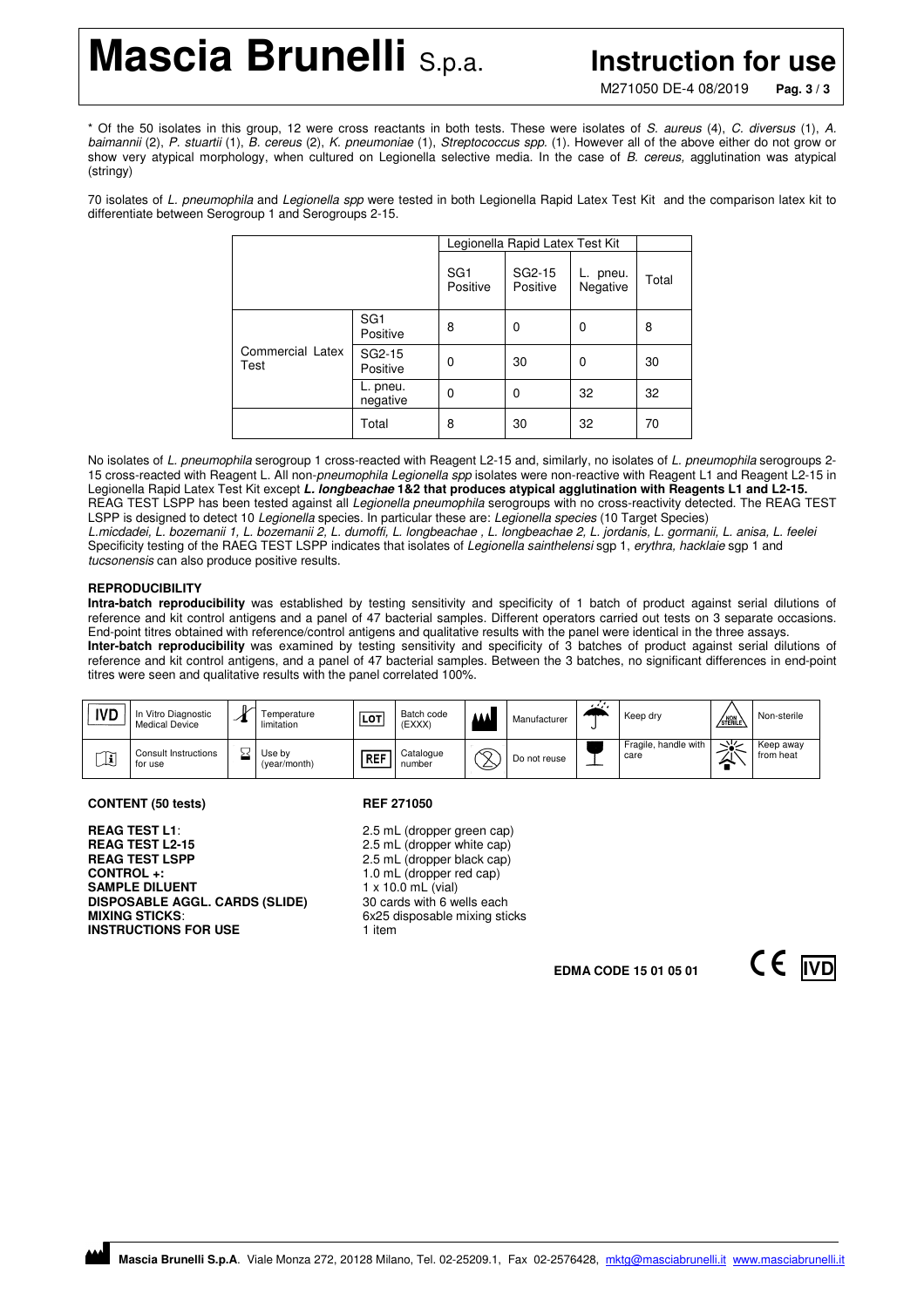\* Of the 50 isolates in this group, 12 were cross reactants in both tests. These were isolates of *S. aureus* (4), *C. diversus* (1), *A. baimannii* (2), *P. stuartii* (1), *B. cereus* (2), *K. pneumoniae* (1), *Streptococcus spp.* (1). However all of the above either do not grow or show very atypical morphology, when cultured on Legionella selective media. In the case of *B. cereus,* agglutination was atypical (stringy)

70 isolates of *L. pneumophila* and *Legionella spp* were tested in both Legionella Rapid Latex Test Kit and the comparison latex kit to differentiate between Serogroup 1 and Serogroups 2-15.

| | | Legionella Rapid Latex Test Kit | | | |
|---|---|---|---|---|---|
| | | SG1 Positive | SG2-15 Positive | L. pneu. Negative | Total |
| Commercial Latex Test | SG1 Positive | 8 | 0 | 0 | 8 |
| | SG2-15 Positive | 0 | 30 | 0 | 30 |
| | L. pneu. negative | 0 | 0 | 32 | 32 |
| | Total | 8 | 30 | 32 | 70 |

No isolates of *L. pneumophila* serogroup 1 cross-reacted with Reagent L2-15 and, similarly, no isolates of *L. pneumophila* serogroups 2-15 cross-reacted with Reagent L. All non-*pneumophila Legionella spp* isolates were non-reactive with Reagent L1 and Reagent L2-15 in Legionella Rapid Latex Test Kit except ***L. longbeachae* 1&2 that produces atypical agglutination with Reagents L1 and L2-15.**
REAG TEST LSPP has been tested against all *Legionella pneumophila* serogroups with no cross-reactivity detected. The REAG TEST LSPP is designed to detect 10 *Legionella* species. In particular these are: *Legionella species* (10 Target Species)
*L.micdadei, L. bozemanii 1, L. bozemanii 2, L. dumoffi, L. longbeachae , L. longbeachae 2, L. jordanis, L. gormanii, L. anisa, L. feelei*
Specificity testing of the RAEG TEST LSPP indicates that isolates of *Legionella sainthelensi* sgp 1, *erythra, hacklaie* sgp 1 and *tucsonensis* can also produce positive results.

## REPRODUCIBILITY

**Intra-batch reproducibility** was established by testing sensitivity and specificity of 1 batch of product against serial dilutions of reference and kit control antigens and a panel of 47 bacterial samples. Different operators carried out tests on 3 separate occasions. End-point titres obtained with reference/control antigens and qualitative results with the panel were identical in the three assays.
**Inter-batch reproducibility** was examined by testing sensitivity and specificity of 3 batches of product against serial dilutions of reference and kit control antigens, and a panel of 47 bacterial samples. Between the 3 batches, no significant differences in end-point titres were seen and qualitative results with the panel correlated 100%.

| | | | | | | | | | |
|---|---|---|---|---|---|---|---|---|---|
| IVD | In Vitro Diagnostic Medical Device | | Temperature limitation | LOT | Batch code (EXXX) | | Manufacturer | | Keep dry | NON STERILE | Non-sterile |
| | Consult Instructions for use | | Use by (year/month) | REF | Catalogue number | | Do not reuse | | Fragile, handle with care | | Keep away from heat |

**CONTENT (50 tests)** **REF 271050**

| | |
|---|---|
| **REAG TEST L1**: | 2.5 mL (dropper green cap) |
| **REAG TEST L2-15** | 2.5 mL (dropper white cap) |
| **REAG TEST LSPP** | 2.5 mL (dropper black cap) |
| **CONTROL +:** | 1.0 mL (dropper red cap) |
| **SAMPLE DILUENT** | 1 x 10.0 mL (vial) |
| **DISPOSABLE AGGL. CARDS (SLIDE)** | 30 cards with 6 wells each |
| **MIXING STICKS**: | 6x25 disposable mixing sticks |
| **INSTRUCTIONS FOR USE** | 1 item |

**EDMA CODE 15 01 05 01** CE IVD

**Mascia Brunelli S.p.A**. Viale Monza 272, 20128 Milano, Tel. 02-25209.1, Fax 02-2576428, mktg@masciabrunelli.it www.masciabrunelli.it